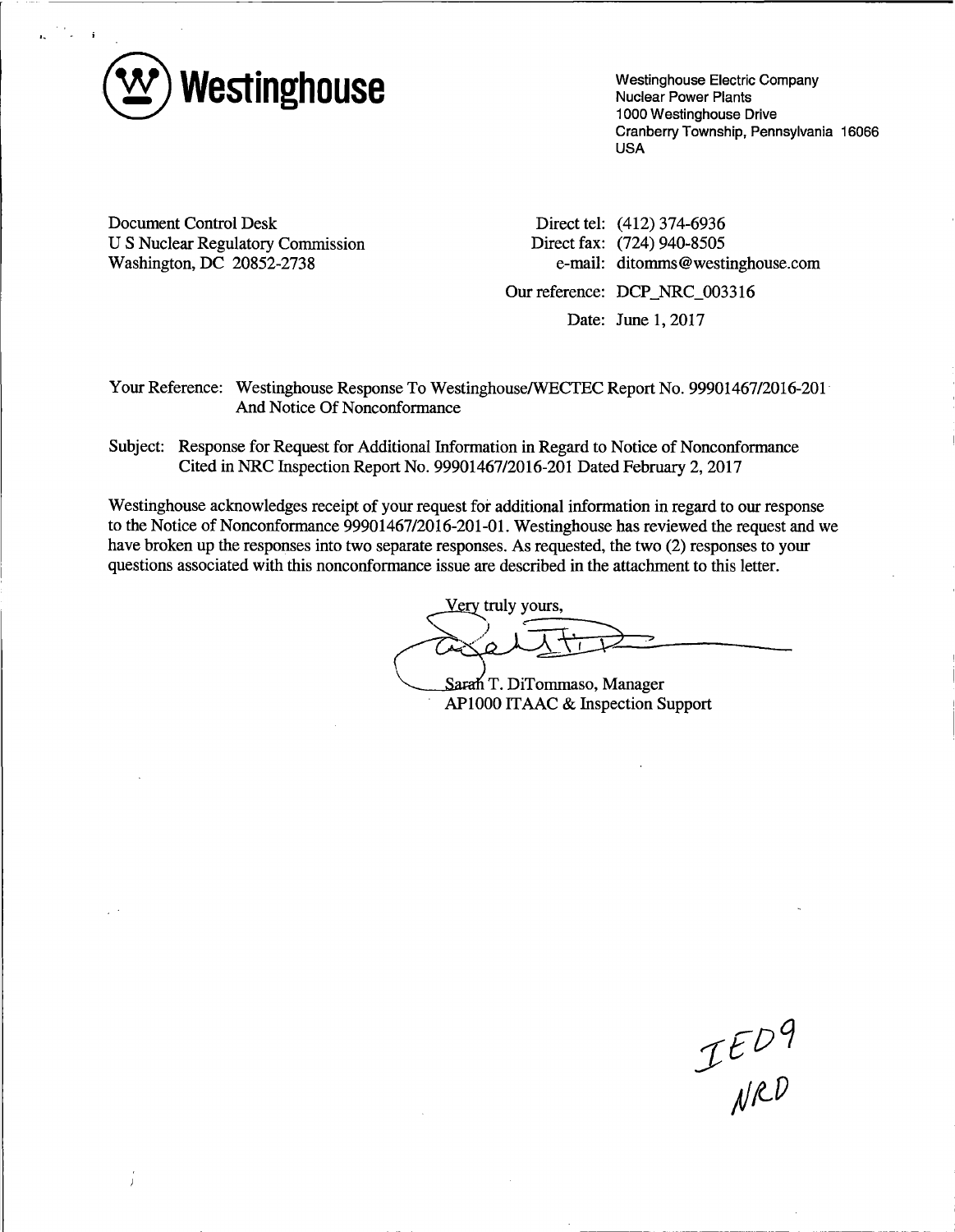**Westinghouse**

Westinghouse Electric Company
Nuclear Power Plants
1000 Westinghouse Drive
Cranberry Township, Pennsylvania 16066
USA

Document Control Desk
U S Nuclear Regulatory Commission
Washington, DC 20852-2738

Direct tel: (412) 374-6936
Direct fax: (724) 940-8505
e-mail: ditomms@westinghouse.com

Our reference: DCP_NRC_003316

Date: June 1, 2017

Your Reference: Westinghouse Response To Westinghouse/WECTEC Report No. 99901467/2016-201 And Notice Of Nonconformance

Subject: Response for Request for Additional Information in Regard to Notice of Nonconformance Cited in NRC Inspection Report No. 99901467/2016-201 Dated February 2, 2017

Westinghouse acknowledges receipt of your request for additional information in regard to our response to the Notice of Nonconformance 99901467/2016-201-01. Westinghouse has reviewed the request and we have broken up the responses into two separate responses. As requested, the two (2) responses to your questions associated with this nonconformance issue are described in the attachment to this letter.

Very truly yours,

Sarah T. DiTommaso, Manager
AP1000 ITAAC & Inspection Support

IE09
NRD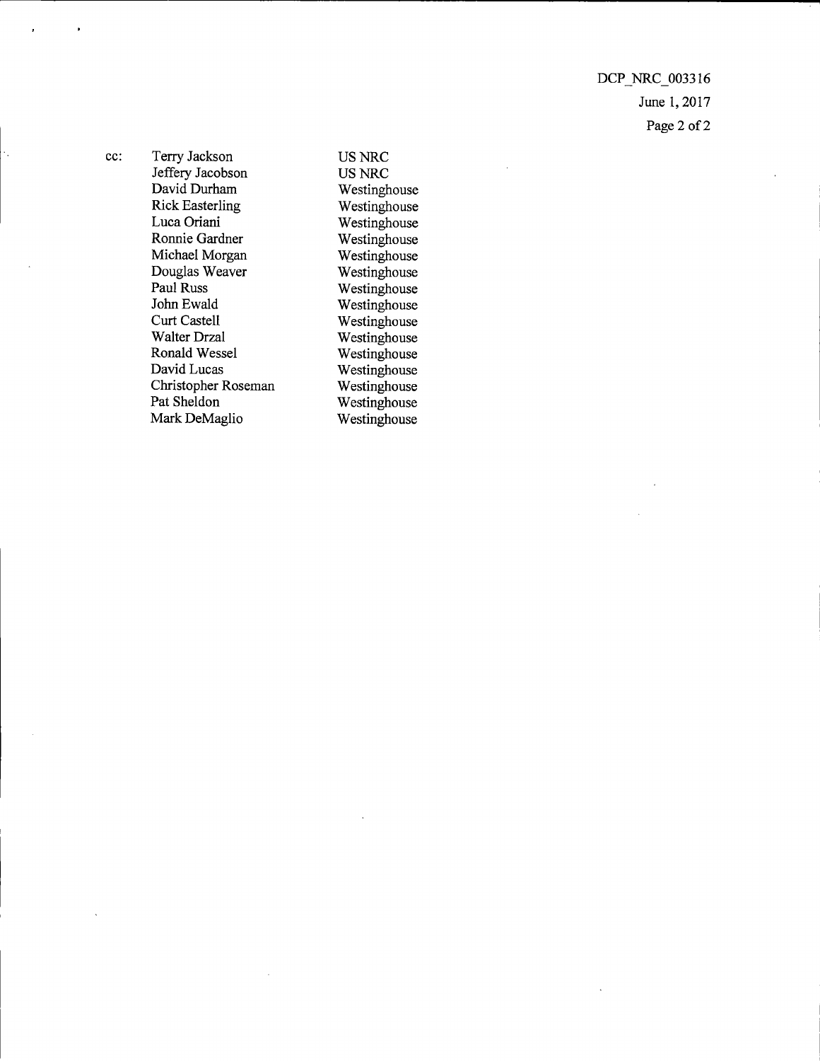cc:

| | |
|---|---|
| Terry Jackson | US NRC |
| Jeffery Jacobson | US NRC |
| David Durham | Westinghouse |
| Rick Easterling | Westinghouse |
| Luca Oriani | Westinghouse |
| Ronnie Gardner | Westinghouse |
| Michael Morgan | Westinghouse |
| Douglas Weaver | Westinghouse |
| Paul Russ | Westinghouse |
| John Ewald | Westinghouse |
| Curt Castell | Westinghouse |
| Walter Drzal | Westinghouse |
| Ronald Wessel | Westinghouse |
| David Lucas | Westinghouse |
| Christopher Roseman | Westinghouse |
| Pat Sheldon | Westinghouse |
| Mark DeMaglio | Westinghouse |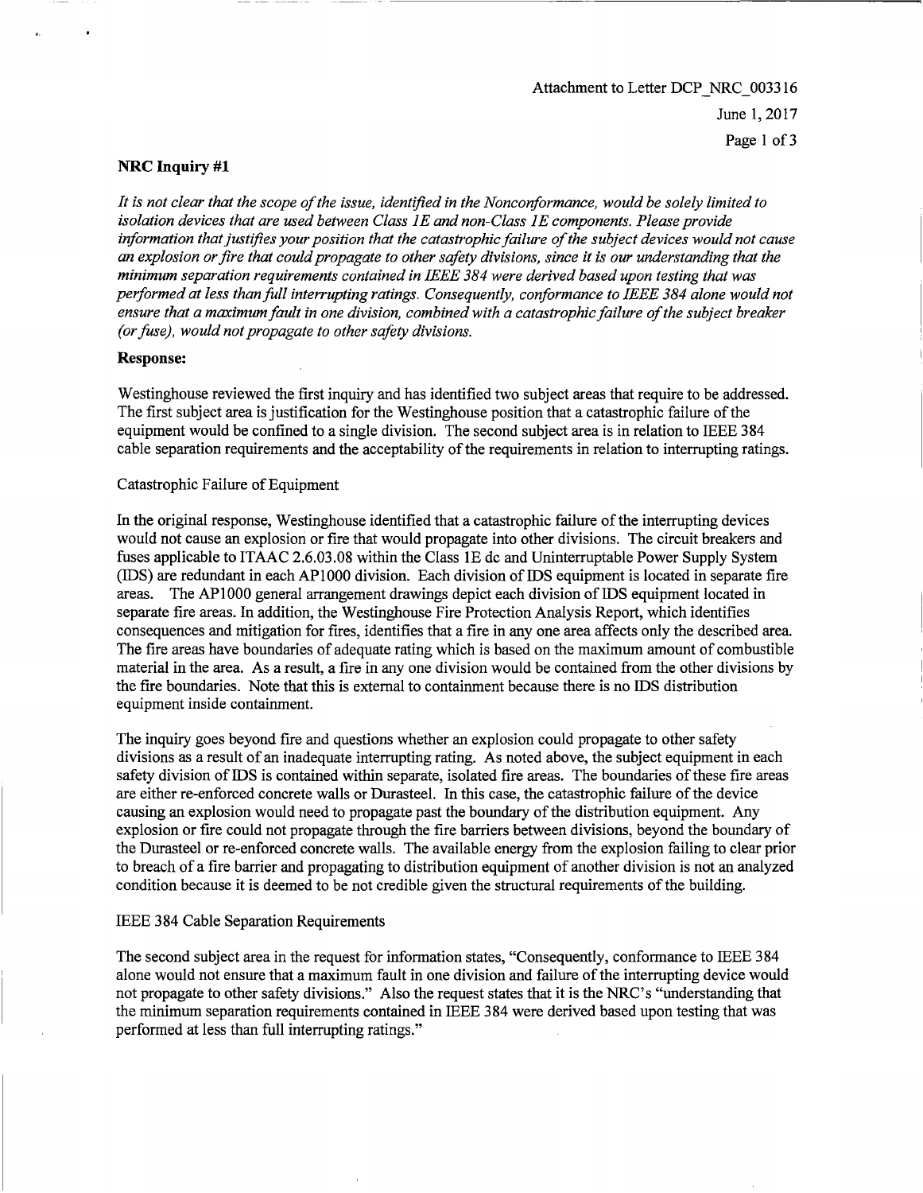**NRC Inquiry #1**

*It is not clear that the scope of the issue, identified in the Nonconformance, would be solely limited to isolation devices that are used between Class 1E and non-Class 1E components. Please provide information that justifies your position that the catastrophic failure of the subject devices would not cause an explosion or fire that could propagate to other safety divisions, since it is our understanding that the minimum separation requirements contained in IEEE 384 were derived based upon testing that was performed at less than full interrupting ratings. Consequently, conformance to IEEE 384 alone would not ensure that a maximum fault in one division, combined with a catastrophic failure of the subject breaker (or fuse), would not propagate to other safety divisions.*

**Response:**

Westinghouse reviewed the first inquiry and has identified two subject areas that require to be addressed. The first subject area is justification for the Westinghouse position that a catastrophic failure of the equipment would be confined to a single division. The second subject area is in relation to IEEE 384 cable separation requirements and the acceptability of the requirements in relation to interrupting ratings.

Catastrophic Failure of Equipment

In the original response, Westinghouse identified that a catastrophic failure of the interrupting devices would not cause an explosion or fire that would propagate into other divisions. The circuit breakers and fuses applicable to ITAAC 2.6.03.08 within the Class 1E dc and Uninterruptable Power Supply System (IDS) are redundant in each AP1000 division. Each division of IDS equipment is located in separate fire areas. The AP1000 general arrangement drawings depict each division of IDS equipment located in separate fire areas. In addition, the Westinghouse Fire Protection Analysis Report, which identifies consequences and mitigation for fires, identifies that a fire in any one area affects only the described area. The fire areas have boundaries of adequate rating which is based on the maximum amount of combustible material in the area. As a result, a fire in any one division would be contained from the other divisions by the fire boundaries. Note that this is external to containment because there is no IDS distribution equipment inside containment.

The inquiry goes beyond fire and questions whether an explosion could propagate to other safety divisions as a result of an inadequate interrupting rating. As noted above, the subject equipment in each safety division of IDS is contained within separate, isolated fire areas. The boundaries of these fire areas are either re-enforced concrete walls or Durasteel. In this case, the catastrophic failure of the device causing an explosion would need to propagate past the boundary of the distribution equipment. Any explosion or fire could not propagate through the fire barriers between divisions, beyond the boundary of the Durasteel or re-enforced concrete walls. The available energy from the explosion failing to clear prior to breach of a fire barrier and propagating to distribution equipment of another division is not an analyzed condition because it is deemed to be not credible given the structural requirements of the building.

IEEE 384 Cable Separation Requirements

The second subject area in the request for information states, "Consequently, conformance to IEEE 384 alone would not ensure that a maximum fault in one division and failure of the interrupting device would not propagate to other safety divisions." Also the request states that it is the NRC's "understanding that the minimum separation requirements contained in IEEE 384 were derived based upon testing that was performed at less than full interrupting ratings."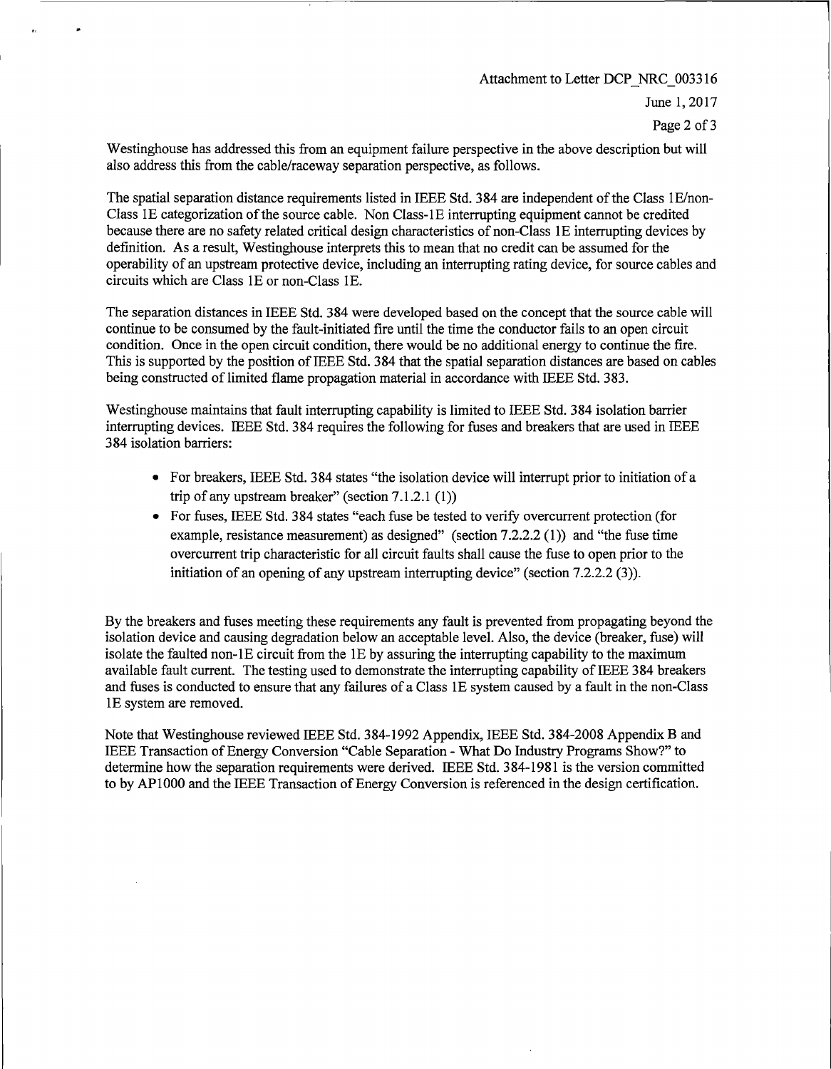Westinghouse has addressed this from an equipment failure perspective in the above description but will also address this from the cable/raceway separation perspective, as follows.

The spatial separation distance requirements listed in IEEE Std. 384 are independent of the Class 1E/non-Class 1E categorization of the source cable. Non Class-1E interrupting equipment cannot be credited because there are no safety related critical design characteristics of non-Class 1E interrupting devices by definition. As a result, Westinghouse interprets this to mean that no credit can be assumed for the operability of an upstream protective device, including an interrupting rating device, for source cables and circuits which are Class 1E or non-Class 1E.

The separation distances in IEEE Std. 384 were developed based on the concept that the source cable will continue to be consumed by the fault-initiated fire until the time the conductor fails to an open circuit condition. Once in the open circuit condition, there would be no additional energy to continue the fire. This is supported by the position of IEEE Std. 384 that the spatial separation distances are based on cables being constructed of limited flame propagation material in accordance with IEEE Std. 383.

Westinghouse maintains that fault interrupting capability is limited to IEEE Std. 384 isolation barrier interrupting devices. IEEE Std. 384 requires the following for fuses and breakers that are used in IEEE 384 isolation barriers:

- For breakers, IEEE Std. 384 states "the isolation device will interrupt prior to initiation of a trip of any upstream breaker" (section 7.1.2.1 (1))
- For fuses, IEEE Std. 384 states "each fuse be tested to verify overcurrent protection (for example, resistance measurement) as designed" (section 7.2.2.2 (1)) and "the fuse time overcurrent trip characteristic for all circuit faults shall cause the fuse to open prior to the initiation of an opening of any upstream interrupting device" (section 7.2.2.2 (3)).

By the breakers and fuses meeting these requirements any fault is prevented from propagating beyond the isolation device and causing degradation below an acceptable level. Also, the device (breaker, fuse) will isolate the faulted non-1E circuit from the 1E by assuring the interrupting capability to the maximum available fault current. The testing used to demonstrate the interrupting capability of IEEE 384 breakers and fuses is conducted to ensure that any failures of a Class 1E system caused by a fault in the non-Class 1E system are removed.

Note that Westinghouse reviewed IEEE Std. 384-1992 Appendix, IEEE Std. 384-2008 Appendix B and IEEE Transaction of Energy Conversion "Cable Separation - What Do Industry Programs Show?" to determine how the separation requirements were derived. IEEE Std. 384-1981 is the version committed to by AP1000 and the IEEE Transaction of Energy Conversion is referenced in the design certification.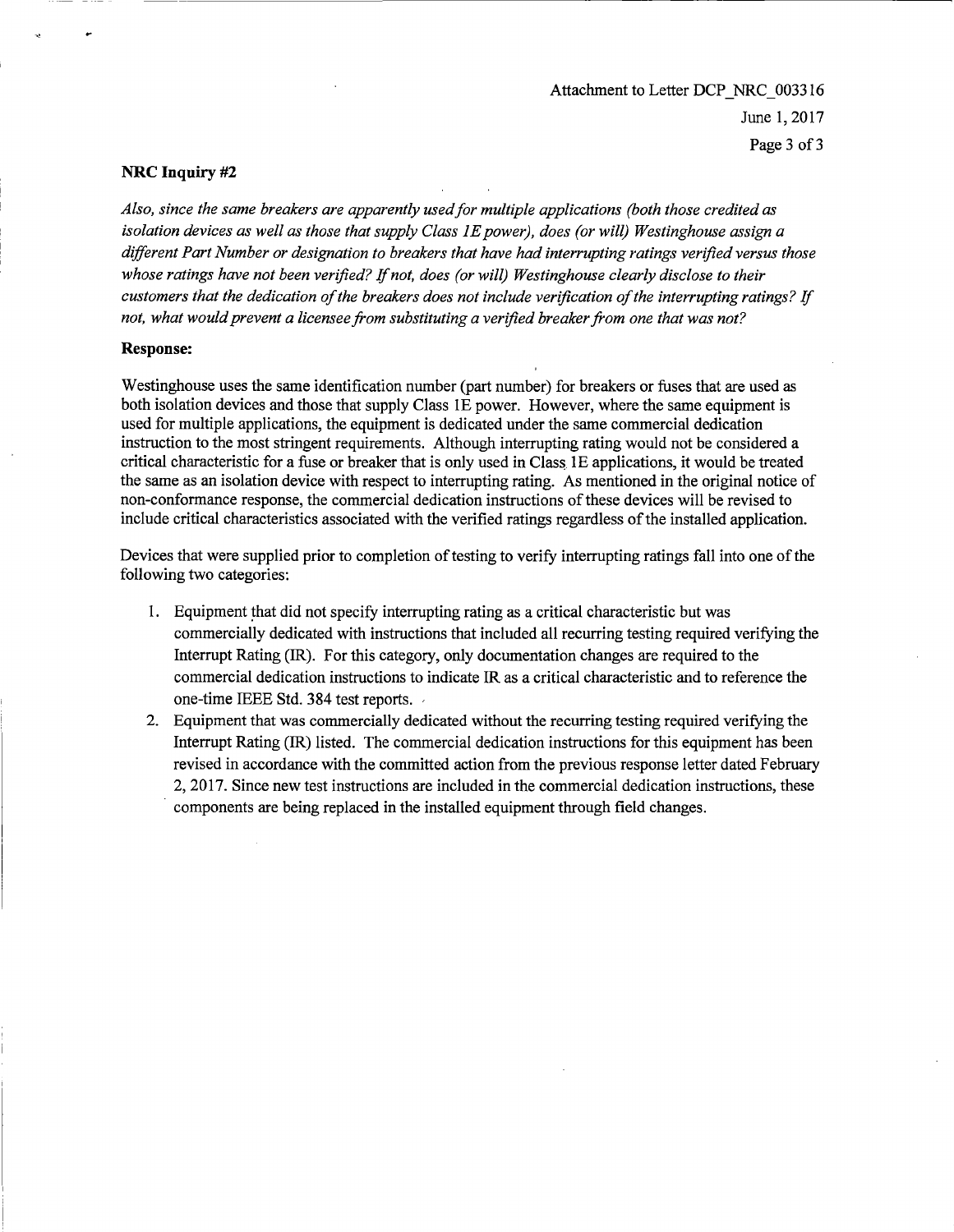**NRC Inquiry #2**

*Also, since the same breakers are apparently used for multiple applications (both those credited as isolation devices as well as those that supply Class 1E power), does (or will) Westinghouse assign a different Part Number or designation to breakers that have had interrupting ratings verified versus those whose ratings have not been verified? If not, does (or will) Westinghouse clearly disclose to their customers that the dedication of the breakers does not include verification of the interrupting ratings? If not, what would prevent a licensee from substituting a verified breaker from one that was not?*

**Response:**

Westinghouse uses the same identification number (part number) for breakers or fuses that are used as both isolation devices and those that supply Class 1E power. However, where the same equipment is used for multiple applications, the equipment is dedicated under the same commercial dedication instruction to the most stringent requirements. Although interrupting rating would not be considered a critical characteristic for a fuse or breaker that is only used in Class 1E applications, it would be treated the same as an isolation device with respect to interrupting rating. As mentioned in the original notice of non-conformance response, the commercial dedication instructions of these devices will be revised to include critical characteristics associated with the verified ratings regardless of the installed application.

Devices that were supplied prior to completion of testing to verify interrupting ratings fall into one of the following two categories:

1. Equipment that did not specify interrupting rating as a critical characteristic but was commercially dedicated with instructions that included all recurring testing required verifying the Interrupt Rating (IR). For this category, only documentation changes are required to the commercial dedication instructions to indicate IR as a critical characteristic and to reference the one-time IEEE Std. 384 test reports.
2. Equipment that was commercially dedicated without the recurring testing required verifying the Interrupt Rating (IR) listed. The commercial dedication instructions for this equipment has been revised in accordance with the committed action from the previous response letter dated February 2, 2017. Since new test instructions are included in the commercial dedication instructions, these components are being replaced in the installed equipment through field changes.